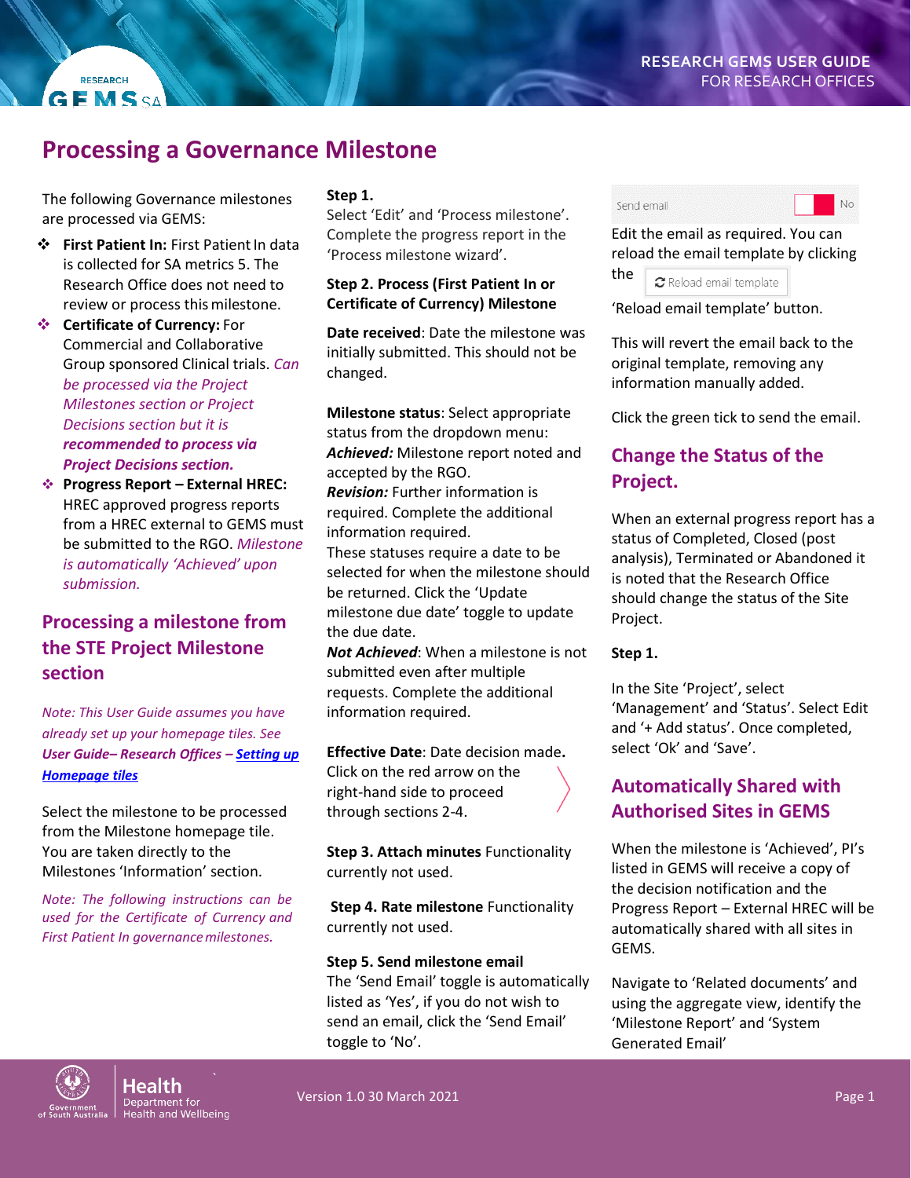# Processing a Governance Milestone

The following Governance milestones are processed via GEMS:

- **First Patient In:** First Patient In data is collected for SA metrics 5. The Research Office does not need to review or process this milestone.
- **Certificate of Currency:** For Commercial and Collaborative Group sponsored Clinical trials. *Can be processed via the Project Milestones section or Project Decisions section but it is **recommended to process via Project Decisions section.***
- **Progress Report – External HREC:** HREC approved progress reports from a HREC external to GEMS must be submitted to the RGO. *Milestone is automatically 'Achieved' upon submission.*

## Processing a milestone from the STE Project Milestone section

*Note: This User Guide assumes you have already set up your homepage tiles. See **User Guide– Research Offices – Setting up Homepage tiles***

Select the milestone to be processed from the Milestone homepage tile. You are taken directly to the Milestones 'Information' section.

*Note: The following instructions can be used for the Certificate of Currency and First Patient In governance milestones.*

**Step 1.**
Select 'Edit' and 'Process milestone'. Complete the progress report in the 'Process milestone wizard'.

**Step 2. Process (First Patient In or Certificate of Currency) Milestone**

**Date received**: Date the milestone was initially submitted. This should not be changed.

**Milestone status**: Select appropriate status from the dropdown menu:
***Achieved:*** Milestone report noted and accepted by the RGO.
***Revision:*** Further information is required. Complete the additional information required.
These statuses require a date to be selected for when the milestone should be returned. Click the 'Update milestone due date' toggle to update the due date.
***Not Achieved***: When a milestone is not submitted even after multiple requests. Complete the additional information required.

**Effective Date**: Date decision made**.**
Click on the red arrow on the right-hand side to proceed through sections 2-4.

**Step 3. Attach minutes** Functionality currently not used.

**Step 4. Rate milestone** Functionality currently not used.

**Step 5. Send milestone email**
The 'Send Email' toggle is automatically listed as 'Yes', if you do not wish to send an email, click the 'Send Email' toggle to 'No'.

Send email No

Edit the email as required. You can reload the email template by clicking the Reload email template 'Reload email template' button.

This will revert the email back to the original template, removing any information manually added.

Click the green tick to send the email.

## Change the Status of the Project.

When an external progress report has a status of Completed, Closed (post analysis), Terminated or Abandoned it is noted that the Research Office should change the status of the Site Project.

**Step 1.**

In the Site 'Project', select 'Management' and 'Status'. Select Edit and '+ Add status'. Once completed, select 'Ok' and 'Save'.

## Automatically Shared with Authorised Sites in GEMS

When the milestone is 'Achieved', PI's listed in GEMS will receive a copy of the decision notification and the Progress Report – External HREC will be automatically shared with all sites in GEMS.

Navigate to 'Related documents' and using the aggregate view, identify the 'Milestone Report' and 'System Generated Email'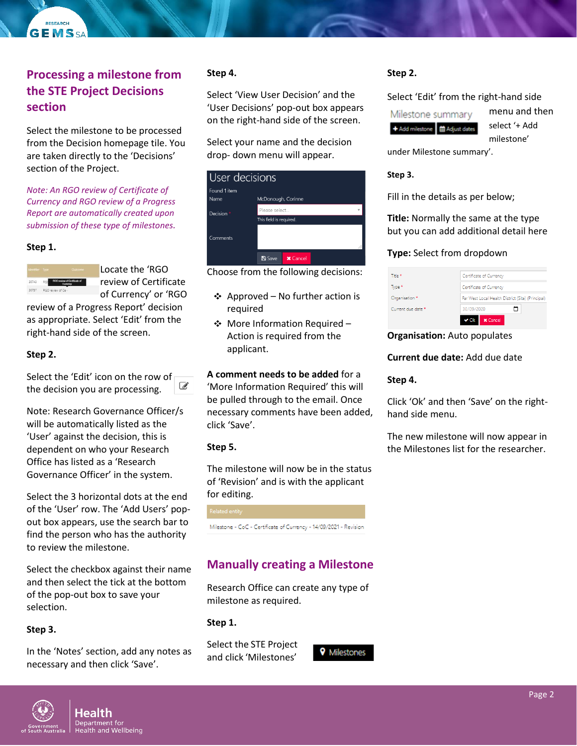## Processing a milestone from the STE Project Decisions section

Select the milestone to be processed from the Decision homepage tile. You are taken directly to the 'Decisions' section of the Project.

*Note: An RGO review of Certificate of Currency and RGO review of a Progress Report are automatically created upon submission of these type of milestones.*

**Step 1.**

Locate the 'RGO review of Certificate of Currency' or 'RGO review of a Progress Report' decision as appropriate. Select 'Edit' from the right-hand side of the screen.

**Step 2.**

Select the 'Edit' icon on the row of the decision you are processing.

Note: Research Governance Officer/s will be automatically listed as the 'User' against the decision, this is dependent on who your Research Office has listed as a 'Research Governance Officer' in the system.

Select the 3 horizontal dots at the end of the 'User' row. The 'Add Users' pop-out box appears, use the search bar to find the person who has the authority to review the milestone.

Select the checkbox against their name and then select the tick at the bottom of the pop-out box to save your selection.

**Step 3.**

In the 'Notes' section, add any notes as necessary and then click 'Save'.

**Step 4.**

Select 'View User Decision' and the 'User Decisions' pop-out box appears on the right-hand side of the screen.

Select your name and the decision drop- down menu will appear.

User decisions
Found 1 item
Name McDonough, Corinne
Decision * Please select...
This field is required.
Comments
Save Cancel

Choose from the following decisions:

- Approved – No further action is required
- More Information Required – Action is required from the applicant.

**A comment needs to be added** for a 'More Information Required' this will be pulled through to the email. Once necessary comments have been added, click 'Save'.

**Step 5.**

The milestone will now be in the status of 'Revision' and is with the applicant for editing.

Related entity
Milestone - CoC - Certificate of Currency - 14/09/2021 - Revision

## Manually creating a Milestone

Research Office can create any type of milestone as required.

**Step 1.**

Select the STE Project and click 'Milestones'

**Step 2.**

Select 'Edit' from the right-hand side menu and then select '+ Add milestone' under Milestone summary'.

**Step 3.**

Fill in the details as per below;

**Title:** Normally the same at the type but you can add additional detail here

**Type:** Select from dropdown

| | |
|---|---|
| Title * | Certificate of Currency |
| Type * | Certificate of Currency |
| Organisation * | Far West Local Health District (Site) (Principal) |
| Current due date * | 30/09/2020 |

**Organisation:** Auto populates

**Current due date:** Add due date

**Step 4.**

Click 'Ok' and then 'Save' on the right-hand side menu.

The new milestone will now appear in the Milestones list for the researcher.